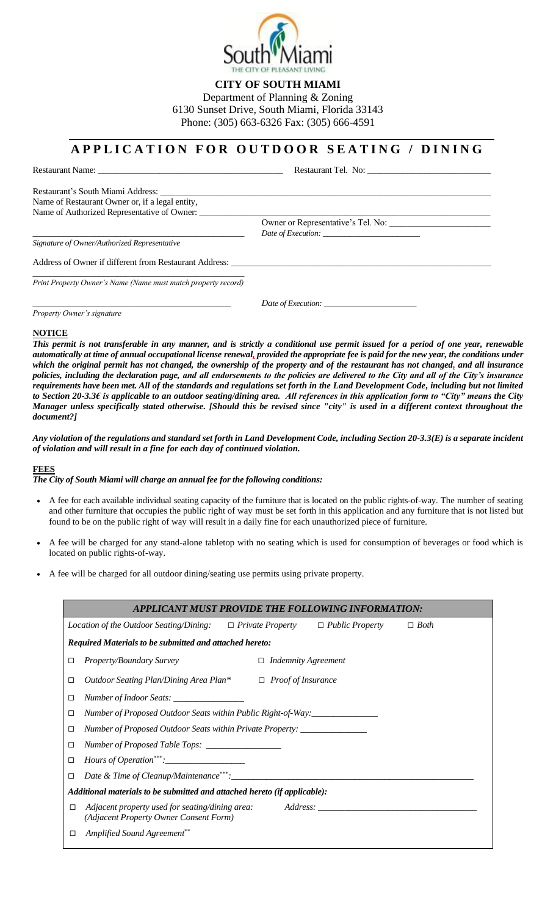**CITY OF SOUTH MIAMI**

Department of Planning & Zoning
6130 Sunset Drive, South Miami, Florida 33143
Phone: (305) 663-6326 Fax: (305) 666-4591

# APPLICATION FOR OUTDOOR SEATING / DINING

Restaurant Name: ________________________________________ Restaurant Tel. No: ___________________________

Restaurant's South Miami Address: ______________________________________________________________________
Name of Restaurant Owner or, if a legal entity,
Name of Authorized Representative of Owner: ______________________________________________________________

Owner or Representative's Tel. No: _______________________

_______________________________________________ *Date of Execution:* _______________________

*Signature of Owner/Authorized Representative*

Address of Owner if different from Restaurant Address: _______________________________________________________

_______________________________________________

*Print Property Owner's Name (Name must match property record)*

_______________________________________________ *Date of Execution:* _____________________

*Property Owner's signature*

**NOTICE**

***This permit is not transferable in any manner, and is strictly a conditional use permit issued for a period of one year, renewable automatically at time of annual occupational license renewal, provided the appropriate fee is paid for the new year, the conditions under which the original permit has not changed, the ownership of the property and of the restaurant has not changed, and all insurance policies, including the declaration page, and all endorsements to the policies are delivered to the City and all of the City's insurance requirements have been met. All of the standards and regulations set forth in the Land Development Code, including but not limited to Section 20-3.3€ is applicable to an outdoor seating/dining area. All references in this application form to "City" means the City Manager unless specifically stated otherwise. [Should this be revised since "city" is used in a different context throughout the document?]***

***Any violation of the regulations and standard set forth in Land Development Code, including Section 20-3.3(E) is a separate incident of violation and will result in a fine for each day of continued violation.***

**FEES**

***The City of South Miami will charge an annual fee for the following conditions:***

- A fee for each available individual seating capacity of the furniture that is located on the public rights-of-way. The number of seating and other furniture that occupies the public right of way must be set forth in this application and any furniture that is not listed but found to be on the public right of way will result in a daily fine for each unauthorized piece of furniture.
- A fee will be charged for any stand-alone tabletop with no seating which is used for consumption of beverages or food which is located on public rights-of-way.
- A fee will be charged for all outdoor dining/seating use permits using private property.

***APPLICANT MUST PROVIDE THE FOLLOWING INFORMATION:***

*Location of the Outdoor Seating/Dining:* □ *Private Property* □ *Public Property* □ *Both*

***Required Materials to be submitted and attached hereto:***

□ *Property/Boundary Survey* □ *Indemnity Agreement*

□ *Outdoor Seating Plan/Dining Area Plan\** □ *Proof of Insurance*

□ *Number of Indoor Seats:* _______________

□ *Number of Proposed Outdoor Seats within Public Right-of-Way:* ______________

□ *Number of Proposed Outdoor Seats within Private Property:* ______________

□ *Number of Proposed Table Tops:* ________________

□ *Hours of Operation\*\*\*:* _________________

□ *Date & Time of Cleanup/Maintenance\*\*\*:* ____________________________________________________

***Additional materials to be submitted and attached hereto (if applicable):***

□ *Adjacent property used for seating/dining area:* *Address:* ________________________________
*(Adjacent Property Owner Consent Form)*

□ *Amplified Sound Agreement\*\**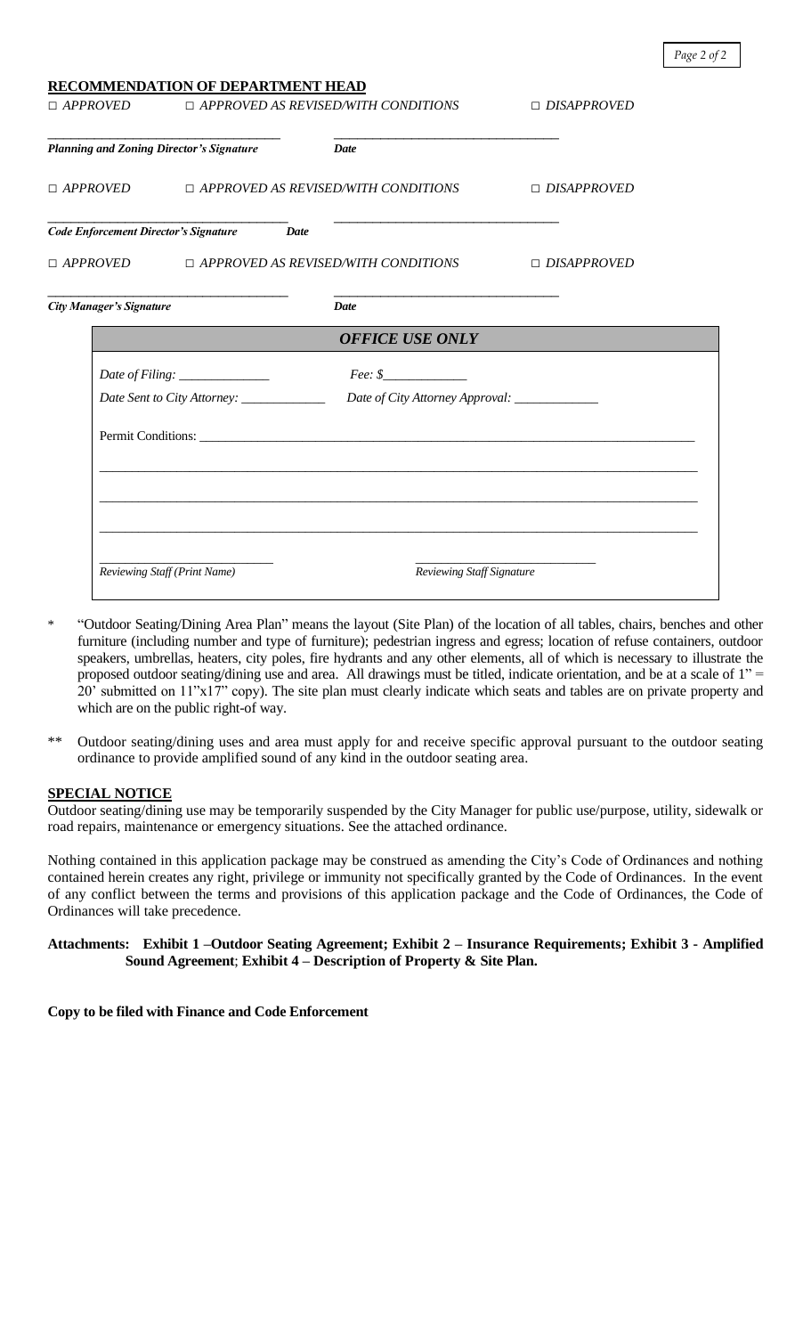## RECOMMENDATION OF DEPARTMENT HEAD

*□ APPROVED* *□ APPROVED AS REVISED/WITH CONDITIONS* *□ DISAPPROVED*

\_\_\_\_\_\_\_\_\_\_\_\_\_\_\_\_\_\_\_\_\_\_\_\_\_\_\_\_\_\_\_\_\_\_\_ \_\_\_\_\_\_\_\_\_\_\_\_\_\_\_\_\_\_\_\_\_\_\_\_\_\_\_\_\_\_\_\_\_\_\_

***Planning and Zoning Director's Signature*** ***Date***

*□ APPROVED* *□ APPROVED AS REVISED/WITH CONDITIONS* *□ DISAPPROVED*

\_\_\_\_\_\_\_\_\_\_\_\_\_\_\_\_\_\_\_\_\_\_\_\_\_\_\_\_\_\_\_\_\_\_\_ \_\_\_\_\_\_\_\_\_\_\_\_\_\_\_\_\_\_\_\_\_\_\_\_\_\_\_\_\_\_\_\_\_\_\_

***Code Enforcement Director's Signature*** ***Date***

*□ APPROVED* *□ APPROVED AS REVISED/WITH CONDITIONS* *□ DISAPPROVED*

\_\_\_\_\_\_\_\_\_\_\_\_\_\_\_\_\_\_\_\_\_\_\_\_\_\_\_\_\_\_\_\_\_\_\_ \_\_\_\_\_\_\_\_\_\_\_\_\_\_\_\_\_\_\_\_\_\_\_\_\_\_\_\_\_\_\_\_\_\_\_

***City Manager's Signature*** ***Date***

### *OFFICE USE ONLY*

*Date of Filing:* \_\_\_\_\_\_\_\_\_\_\_\_\_\_ *Fee: $*\_\_\_\_\_\_\_\_\_\_\_\_

*Date Sent to City Attorney:* \_\_\_\_\_\_\_\_\_\_\_\_\_ *Date of City Attorney Approval:* \_\_\_\_\_\_\_\_\_\_\_\_\_

Permit Conditions: \_\_\_\_\_\_\_\_\_\_\_\_\_\_\_\_\_\_\_\_\_\_\_\_\_\_\_\_\_\_\_\_\_\_\_\_\_\_\_\_\_\_\_\_\_\_\_\_\_\_\_\_\_\_\_\_\_\_\_\_\_\_\_\_\_\_\_\_\_\_

\_\_\_\_\_\_\_\_\_\_\_\_\_\_\_\_\_\_\_\_\_\_\_\_\_\_\_\_\_\_\_\_\_\_\_\_\_\_\_\_\_\_\_\_\_\_\_\_\_\_\_\_\_\_\_\_\_\_\_\_\_\_\_\_\_\_\_\_\_\_\_\_\_\_\_\_\_\_\_\_\_\_\_\_\_\_

\_\_\_\_\_\_\_\_\_\_\_\_\_\_\_\_\_\_\_\_\_\_\_\_\_\_\_\_\_\_\_\_\_\_\_\_\_\_\_\_\_\_\_\_\_\_\_\_\_\_\_\_\_\_\_\_\_\_\_\_\_\_\_\_\_\_\_\_\_\_\_\_\_\_\_\_\_\_\_\_\_\_\_\_\_\_

\_\_\_\_\_\_\_\_\_\_\_\_\_\_\_\_\_\_\_\_\_\_\_\_\_\_\_\_\_\_\_\_\_\_\_\_\_\_\_\_\_\_\_\_\_\_\_\_\_\_\_\_\_\_\_\_\_\_\_\_\_\_\_\_\_\_\_\_\_\_\_\_\_\_\_\_\_\_\_\_\_\_\_\_\_\_

\_\_\_\_\_\_\_\_\_\_\_\_\_\_\_\_\_\_\_\_\_\_\_\_\_\_ \_\_\_\_\_\_\_\_\_\_\_\_\_\_\_\_\_\_\_\_\_\_\_\_\_\_

*Reviewing Staff (Print Name)* *Reviewing Staff Signature*

\* "Outdoor Seating/Dining Area Plan" means the layout (Site Plan) of the location of all tables, chairs, benches and other furniture (including number and type of furniture); pedestrian ingress and egress; location of refuse containers, outdoor speakers, umbrellas, heaters, city poles, fire hydrants and any other elements, all of which is necessary to illustrate the proposed outdoor seating/dining use and area. All drawings must be titled, indicate orientation, and be at a scale of 1" = 20' submitted on 11"x17" copy). The site plan must clearly indicate which seats and tables are on private property and which are on the public right-of way.

\*\* Outdoor seating/dining uses and area must apply for and receive specific approval pursuant to the outdoor seating ordinance to provide amplified sound of any kind in the outdoor seating area.

## SPECIAL NOTICE

Outdoor seating/dining use may be temporarily suspended by the City Manager for public use/purpose, utility, sidewalk or road repairs, maintenance or emergency situations. See the attached ordinance.

Nothing contained in this application package may be construed as amending the City's Code of Ordinances and nothing contained herein creates any right, privilege or immunity not specifically granted by the Code of Ordinances. In the event of any conflict between the terms and provisions of this application package and the Code of Ordinances, the Code of Ordinances will take precedence.

**Attachments: Exhibit 1 –Outdoor Seating Agreement; Exhibit 2 – Insurance Requirements; Exhibit 3 - Amplified Sound Agreement**; **Exhibit 4 – Description of Property & Site Plan.**

**Copy to be filed with Finance and Code Enforcement**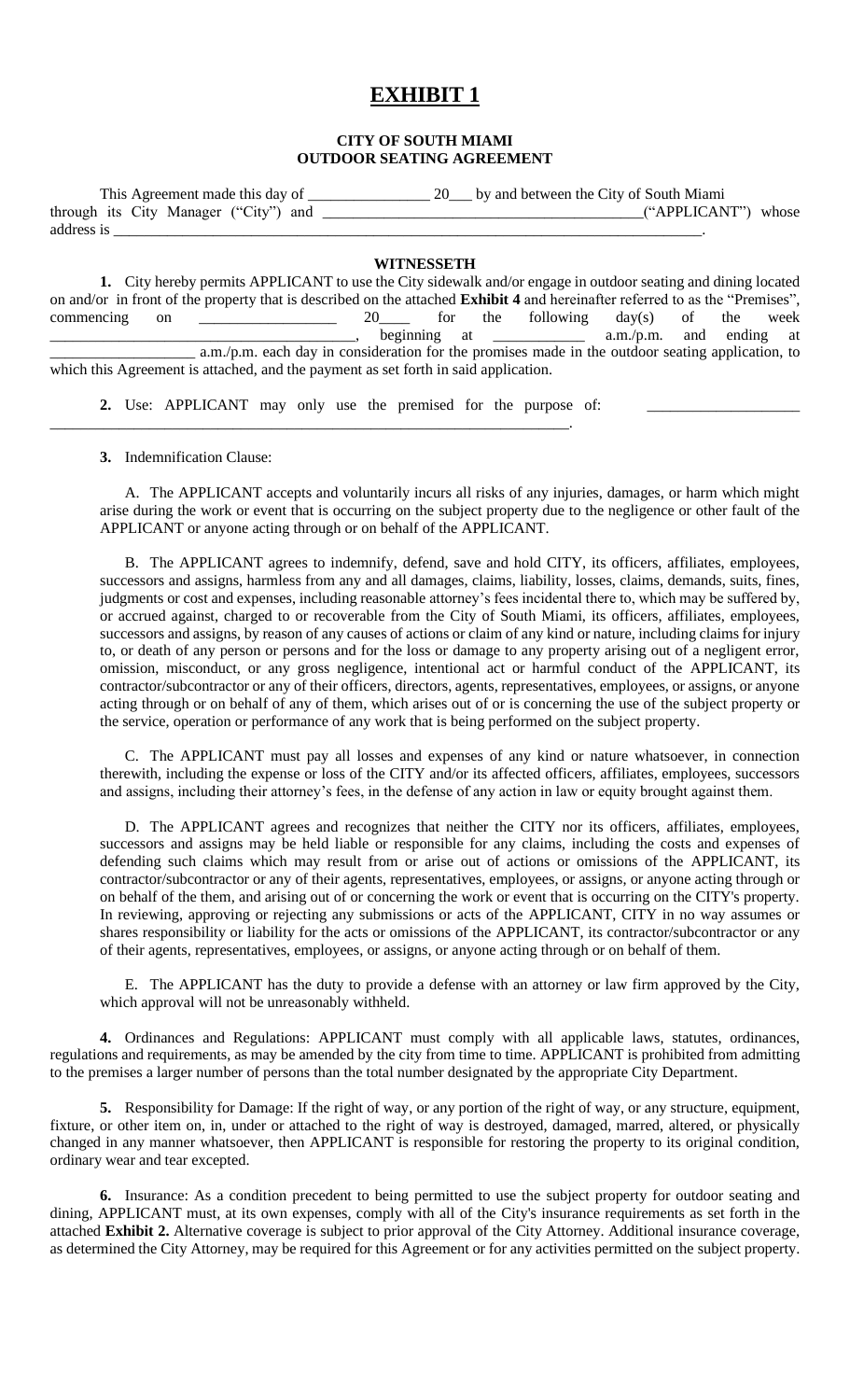# EXHIBIT 1

**CITY OF SOUTH MIAMI**
**OUTDOOR SEATING AGREEMENT**

This Agreement made this day of ________________ 20___ by and between the City of South Miami through its City Manager ("City") and ___________________________________________("APPLICANT") whose address is ___________________________________________________________________________.

**WITNESSETH**

**1.** City hereby permits APPLICANT to use the City sidewalk and/or engage in outdoor seating and dining located on and/or in front of the property that is described on the attached **Exhibit 4** and hereinafter referred to as the "Premises", commencing on __________________ 20____ for the following day(s) of the week ______________________________________, beginning at ____________ a.m./p.m. and ending at ___________________ a.m./p.m. each day in consideration for the promises made in the outdoor seating application, to which this Agreement is attached, and the payment as set forth in said application.

**2.** Use: APPLICANT may only use the premised for the purpose of: ____________________ _____________________________________________________________________.

**3.** Indemnification Clause:

A. The APPLICANT accepts and voluntarily incurs all risks of any injuries, damages, or harm which might arise during the work or event that is occurring on the subject property due to the negligence or other fault of the APPLICANT or anyone acting through or on behalf of the APPLICANT.

B. The APPLICANT agrees to indemnify, defend, save and hold CITY, its officers, affiliates, employees, successors and assigns, harmless from any and all damages, claims, liability, losses, claims, demands, suits, fines, judgments or cost and expenses, including reasonable attorney's fees incidental there to, which may be suffered by, or accrued against, charged to or recoverable from the City of South Miami, its officers, affiliates, employees, successors and assigns, by reason of any causes of actions or claim of any kind or nature, including claims for injury to, or death of any person or persons and for the loss or damage to any property arising out of a negligent error, omission, misconduct, or any gross negligence, intentional act or harmful conduct of the APPLICANT, its contractor/subcontractor or any of their officers, directors, agents, representatives, employees, or assigns, or anyone acting through or on behalf of any of them, which arises out of or is concerning the use of the subject property or the service, operation or performance of any work that is being performed on the subject property.

C. The APPLICANT must pay all losses and expenses of any kind or nature whatsoever, in connection therewith, including the expense or loss of the CITY and/or its affected officers, affiliates, employees, successors and assigns, including their attorney's fees, in the defense of any action in law or equity brought against them.

D. The APPLICANT agrees and recognizes that neither the CITY nor its officers, affiliates, employees, successors and assigns may be held liable or responsible for any claims, including the costs and expenses of defending such claims which may result from or arise out of actions or omissions of the APPLICANT, its contractor/subcontractor or any of their agents, representatives, employees, or assigns, or anyone acting through or on behalf of the them, and arising out of or concerning the work or event that is occurring on the CITY's property. In reviewing, approving or rejecting any submissions or acts of the APPLICANT, CITY in no way assumes or shares responsibility or liability for the acts or omissions of the APPLICANT, its contractor/subcontractor or any of their agents, representatives, employees, or assigns, or anyone acting through or on behalf of them.

E. The APPLICANT has the duty to provide a defense with an attorney or law firm approved by the City, which approval will not be unreasonably withheld.

**4.** Ordinances and Regulations: APPLICANT must comply with all applicable laws, statutes, ordinances, regulations and requirements, as may be amended by the city from time to time. APPLICANT is prohibited from admitting to the premises a larger number of persons than the total number designated by the appropriate City Department.

**5.** Responsibility for Damage: If the right of way, or any portion of the right of way, or any structure, equipment, fixture, or other item on, in, under or attached to the right of way is destroyed, damaged, marred, altered, or physically changed in any manner whatsoever, then APPLICANT is responsible for restoring the property to its original condition, ordinary wear and tear excepted.

**6.** Insurance: As a condition precedent to being permitted to use the subject property for outdoor seating and dining, APPLICANT must, at its own expenses, comply with all of the City's insurance requirements as set forth in the attached **Exhibit 2.** Alternative coverage is subject to prior approval of the City Attorney. Additional insurance coverage, as determined the City Attorney, may be required for this Agreement or for any activities permitted on the subject property.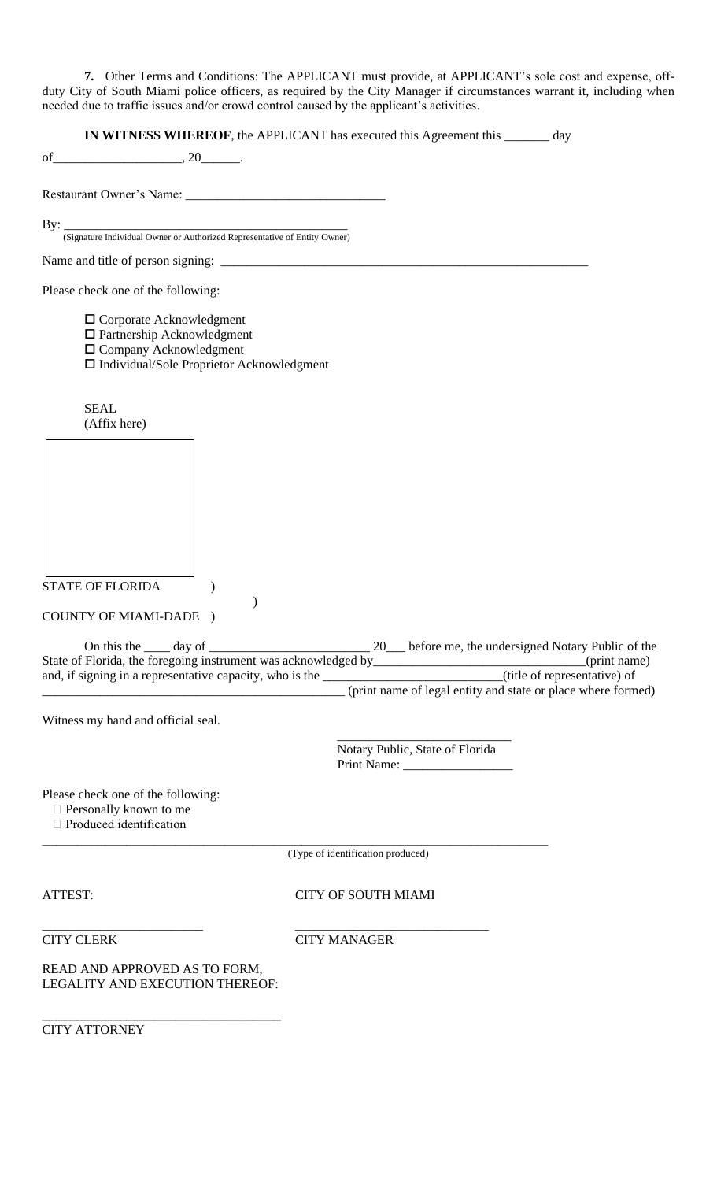**7.** Other Terms and Conditions: The APPLICANT must provide, at APPLICANT's sole cost and expense, off-duty City of South Miami police officers, as required by the City Manager if circumstances warrant it, including when needed due to traffic issues and/or crowd control caused by the applicant's activities.

**IN WITNESS WHEREOF**, the APPLICANT has executed this Agreement this _______ day of___________________, 20______.

Restaurant Owner's Name: _______________________________

By: _____________________________________________
(Signature Individual Owner or Authorized Representative of Entity Owner)

Name and title of person signing: ___________________________________________________________

Please check one of the following:

- ☐ Corporate Acknowledgment
- ☐ Partnership Acknowledgment
- ☐ Company Acknowledgment
- ☐ Individual/Sole Proprietor Acknowledgment

SEAL
(Affix here)

STATE OF FLORIDA )
)
COUNTY OF MIAMI-DADE )

On this the ____ day of _________________________ 20___ before me, the undersigned Notary Public of the State of Florida, the foregoing instrument was acknowledged by_________________________________(print name) and, if signing in a representative capacity, who is the ___________________________(title of representative) of _________________________________________________ (print name of legal entity and state or place where formed)

Witness my hand and official seal.

___________________________
Notary Public, State of Florida
Print Name: _________________

Please check one of the following:
- ☐ Personally known to me
- ☐ Produced identification

_______________________________________________________________________________
(Type of identification produced)

ATTEST: CITY OF SOUTH MIAMI

_________________________ _____________________________
CITY CLERK CITY MANAGER

READ AND APPROVED AS TO FORM,
LEGALITY AND EXECUTION THEREOF:

____________________________________
CITY ATTORNEY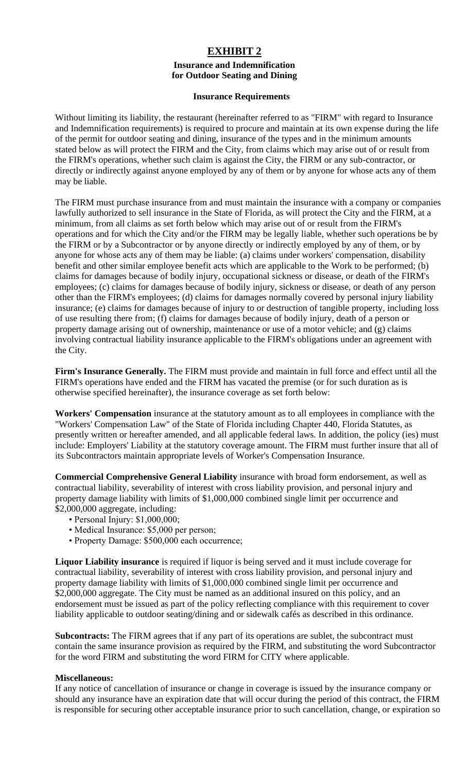# EXHIBIT 2

### Insurance and Indemnification for Outdoor Seating and Dining

#### Insurance Requirements

Without limiting its liability, the restaurant (hereinafter referred to as "FIRM" with regard to Insurance and Indemnification requirements) is required to procure and maintain at its own expense during the life of the permit for outdoor seating and dining, insurance of the types and in the minimum amounts stated below as will protect the FIRM and the City, from claims which may arise out of or result from the FIRM's operations, whether such claim is against the City, the FIRM or any sub-contractor, or directly or indirectly against anyone employed by any of them or by anyone for whose acts any of them may be liable.

The FIRM must purchase insurance from and must maintain the insurance with a company or companies lawfully authorized to sell insurance in the State of Florida, as will protect the City and the FIRM, at a minimum, from all claims as set forth below which may arise out of or result from the FIRM's operations and for which the City and/or the FIRM may be legally liable, whether such operations be by the FIRM or by a Subcontractor or by anyone directly or indirectly employed by any of them, or by anyone for whose acts any of them may be liable: (a) claims under workers' compensation, disability benefit and other similar employee benefit acts which are applicable to the Work to be performed; (b) claims for damages because of bodily injury, occupational sickness or disease, or death of the FIRM's employees; (c) claims for damages because of bodily injury, sickness or disease, or death of any person other than the FIRM's employees; (d) claims for damages normally covered by personal injury liability insurance; (e) claims for damages because of injury to or destruction of tangible property, including loss of use resulting there from; (f) claims for damages because of bodily injury, death of a person or property damage arising out of ownership, maintenance or use of a motor vehicle; and (g) claims involving contractual liability insurance applicable to the FIRM's obligations under an agreement with the City.

**Firm's Insurance Generally.** The FIRM must provide and maintain in full force and effect until all the FIRM's operations have ended and the FIRM has vacated the premise (or for such duration as is otherwise specified hereinafter), the insurance coverage as set forth below:

**Workers' Compensation** insurance at the statutory amount as to all employees in compliance with the "Workers' Compensation Law" of the State of Florida including Chapter 440, Florida Statutes, as presently written or hereafter amended, and all applicable federal laws. In addition, the policy (ies) must include: Employers' Liability at the statutory coverage amount. The FIRM must further insure that all of its Subcontractors maintain appropriate levels of Worker's Compensation Insurance.

**Commercial Comprehensive General Liability** insurance with broad form endorsement, as well as contractual liability, severability of interest with cross liability provision, and personal injury and property damage liability with limits of $1,000,000 combined single limit per occurrence and $2,000,000 aggregate, including:

- Personal Injury: $1,000,000;
- Medical Insurance: $5,000 per person;
- Property Damage: $500,000 each occurrence;

**Liquor Liability insurance** is required if liquor is being served and it must include coverage for contractual liability, severability of interest with cross liability provision, and personal injury and property damage liability with limits of $1,000,000 combined single limit per occurrence and $2,000,000 aggregate. The City must be named as an additional insured on this policy, and an endorsement must be issued as part of the policy reflecting compliance with this requirement to cover liability applicable to outdoor seating/dining and or sidewalk cafés as described in this ordinance.

**Subcontracts:** The FIRM agrees that if any part of its operations are sublet, the subcontract must contain the same insurance provision as required by the FIRM, and substituting the word Subcontractor for the word FIRM and substituting the word FIRM for CITY where applicable.

**Miscellaneous:**
If any notice of cancellation of insurance or change in coverage is issued by the insurance company or should any insurance have an expiration date that will occur during the period of this contract, the FIRM is responsible for securing other acceptable insurance prior to such cancellation, change, or expiration so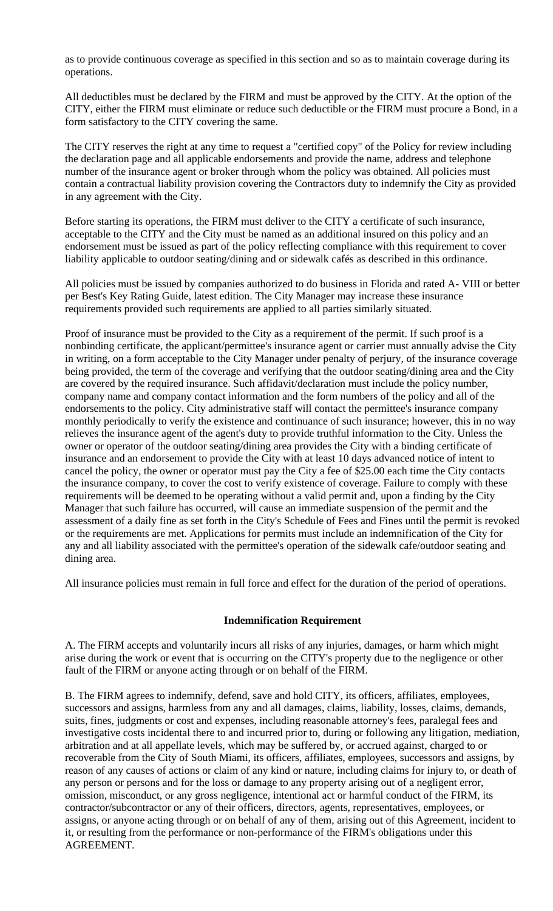as to provide continuous coverage as specified in this section and so as to maintain coverage during its operations.

All deductibles must be declared by the FIRM and must be approved by the CITY. At the option of the CITY, either the FIRM must eliminate or reduce such deductible or the FIRM must procure a Bond, in a form satisfactory to the CITY covering the same.

The CITY reserves the right at any time to request a "certified copy" of the Policy for review including the declaration page and all applicable endorsements and provide the name, address and telephone number of the insurance agent or broker through whom the policy was obtained. All policies must contain a contractual liability provision covering the Contractors duty to indemnify the City as provided in any agreement with the City.

Before starting its operations, the FIRM must deliver to the CITY a certificate of such insurance, acceptable to the CITY and the City must be named as an additional insured on this policy and an endorsement must be issued as part of the policy reflecting compliance with this requirement to cover liability applicable to outdoor seating/dining and or sidewalk cafés as described in this ordinance.

All policies must be issued by companies authorized to do business in Florida and rated A- VIII or better per Best's Key Rating Guide, latest edition. The City Manager may increase these insurance requirements provided such requirements are applied to all parties similarly situated.

Proof of insurance must be provided to the City as a requirement of the permit. If such proof is a nonbinding certificate, the applicant/permittee's insurance agent or carrier must annually advise the City in writing, on a form acceptable to the City Manager under penalty of perjury, of the insurance coverage being provided, the term of the coverage and verifying that the outdoor seating/dining area and the City are covered by the required insurance. Such affidavit/declaration must include the policy number, company name and company contact information and the form numbers of the policy and all of the endorsements to the policy. City administrative staff will contact the permittee's insurance company monthly periodically to verify the existence and continuance of such insurance; however, this in no way relieves the insurance agent of the agent's duty to provide truthful information to the City. Unless the owner or operator of the outdoor seating/dining area provides the City with a binding certificate of insurance and an endorsement to provide the City with at least 10 days advanced notice of intent to cancel the policy, the owner or operator must pay the City a fee of $25.00 each time the City contacts the insurance company, to cover the cost to verify existence of coverage. Failure to comply with these requirements will be deemed to be operating without a valid permit and, upon a finding by the City Manager that such failure has occurred, will cause an immediate suspension of the permit and the assessment of a daily fine as set forth in the City's Schedule of Fees and Fines until the permit is revoked or the requirements are met. Applications for permits must include an indemnification of the City for any and all liability associated with the permittee's operation of the sidewalk cafe/outdoor seating and dining area.

All insurance policies must remain in full force and effect for the duration of the period of operations.

**Indemnification Requirement**

A. The FIRM accepts and voluntarily incurs all risks of any injuries, damages, or harm which might arise during the work or event that is occurring on the CITY's property due to the negligence or other fault of the FIRM or anyone acting through or on behalf of the FIRM.

B. The FIRM agrees to indemnify, defend, save and hold CITY, its officers, affiliates, employees, successors and assigns, harmless from any and all damages, claims, liability, losses, claims, demands, suits, fines, judgments or cost and expenses, including reasonable attorney's fees, paralegal fees and investigative costs incidental there to and incurred prior to, during or following any litigation, mediation, arbitration and at all appellate levels, which may be suffered by, or accrued against, charged to or recoverable from the City of South Miami, its officers, affiliates, employees, successors and assigns, by reason of any causes of actions or claim of any kind or nature, including claims for injury to, or death of any person or persons and for the loss or damage to any property arising out of a negligent error, omission, misconduct, or any gross negligence, intentional act or harmful conduct of the FIRM, its contractor/subcontractor or any of their officers, directors, agents, representatives, employees, or assigns, or anyone acting through or on behalf of any of them, arising out of this Agreement, incident to it, or resulting from the performance or non-performance of the FIRM's obligations under this AGREEMENT.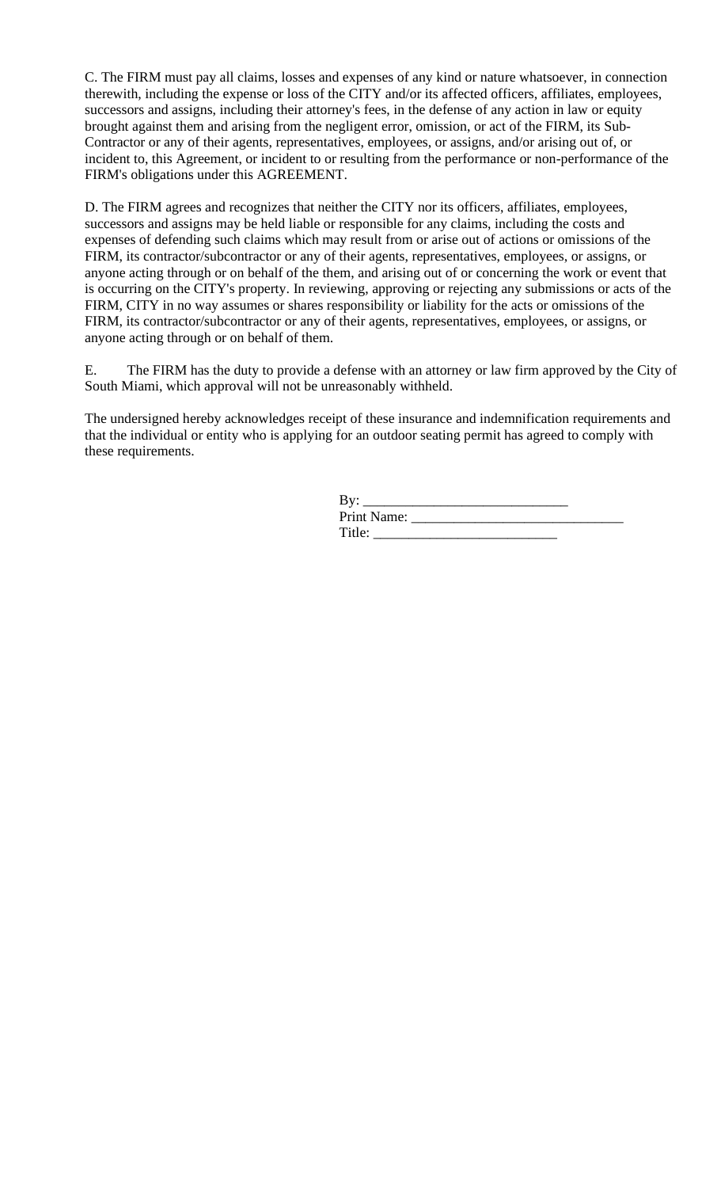C. The FIRM must pay all claims, losses and expenses of any kind or nature whatsoever, in connection therewith, including the expense or loss of the CITY and/or its affected officers, affiliates, employees, successors and assigns, including their attorney's fees, in the defense of any action in law or equity brought against them and arising from the negligent error, omission, or act of the FIRM, its Sub-Contractor or any of their agents, representatives, employees, or assigns, and/or arising out of, or incident to, this Agreement, or incident to or resulting from the performance or non-performance of the FIRM's obligations under this AGREEMENT.

D. The FIRM agrees and recognizes that neither the CITY nor its officers, affiliates, employees, successors and assigns may be held liable or responsible for any claims, including the costs and expenses of defending such claims which may result from or arise out of actions or omissions of the FIRM, its contractor/subcontractor or any of their agents, representatives, employees, or assigns, or anyone acting through or on behalf of the them, and arising out of or concerning the work or event that is occurring on the CITY's property. In reviewing, approving or rejecting any submissions or acts of the FIRM, CITY in no way assumes or shares responsibility or liability for the acts or omissions of the FIRM, its contractor/subcontractor or any of their agents, representatives, employees, or assigns, or anyone acting through or on behalf of them.

E. The FIRM has the duty to provide a defense with an attorney or law firm approved by the City of South Miami, which approval will not be unreasonably withheld.

The undersigned hereby acknowledges receipt of these insurance and indemnification requirements and that the individual or entity who is applying for an outdoor seating permit has agreed to comply with these requirements.

By: ____________________________
Print Name: ______________________________
Title: _________________________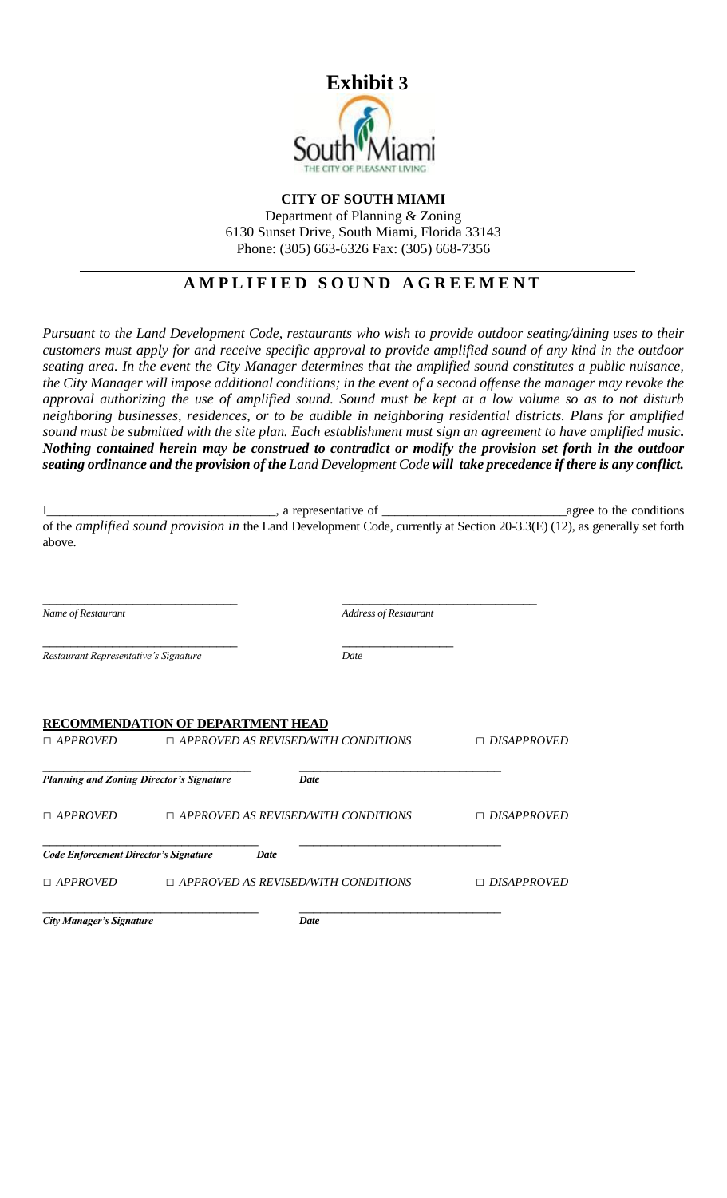# Exhibit 3

**CITY OF SOUTH MIAMI**
Department of Planning & Zoning
6130 Sunset Drive, South Miami, Florida 33143
Phone: (305) 663-6326 Fax: (305) 668-7356

## AMPLIFIED SOUND AGREEMENT

*Pursuant to the Land Development Code, restaurants who wish to provide outdoor seating/dining uses to their customers must apply for and receive specific approval to provide amplified sound of any kind in the outdoor seating area. In the event the City Manager determines that the amplified sound constitutes a public nuisance, the City Manager will impose additional conditions; in the event of a second offense the manager may revoke the approval authorizing the use of amplified sound. Sound must be kept at a low volume so as to not disturb neighboring businesses, residences, or to be audible in neighboring residential districts. Plans for amplified sound must be submitted with the site plan. Each establishment must sign an agreement to have amplified music.* ***Nothing contained herein may be construed to contradict or modify the provision set forth in the outdoor seating ordinance and the provision of the*** *Land Development Code* ***will take precedence if there is any conflict.***

I_________________________________, a representative of ___________________________agree to the conditions of the *amplified sound provision in* the Land Development Code, currently at Section 20-3.3(E) (12), as generally set forth above.

_______________________________ _______________________________
*Name of Restaurant* *Address of Restaurant*

_______________________________ ___________________
*Restaurant Representative's Signature* *Date*

**RECOMMENDATION OF DEPARTMENT HEAD**

□ *APPROVED* □ *APPROVED AS REVISED/WITH CONDITIONS* □ *DISAPPROVED*

_______________________________ _______________________________
***Planning and Zoning Director's Signature*** ***Date***

□ *APPROVED* □ *APPROVED AS REVISED/WITH CONDITIONS* □ *DISAPPROVED*

_______________________________ _______________________________
***Code Enforcement Director's Signature*** ***Date***

□ *APPROVED* □ *APPROVED AS REVISED/WITH CONDITIONS* □ *DISAPPROVED*

_______________________________ _______________________________
***City Manager's Signature*** ***Date***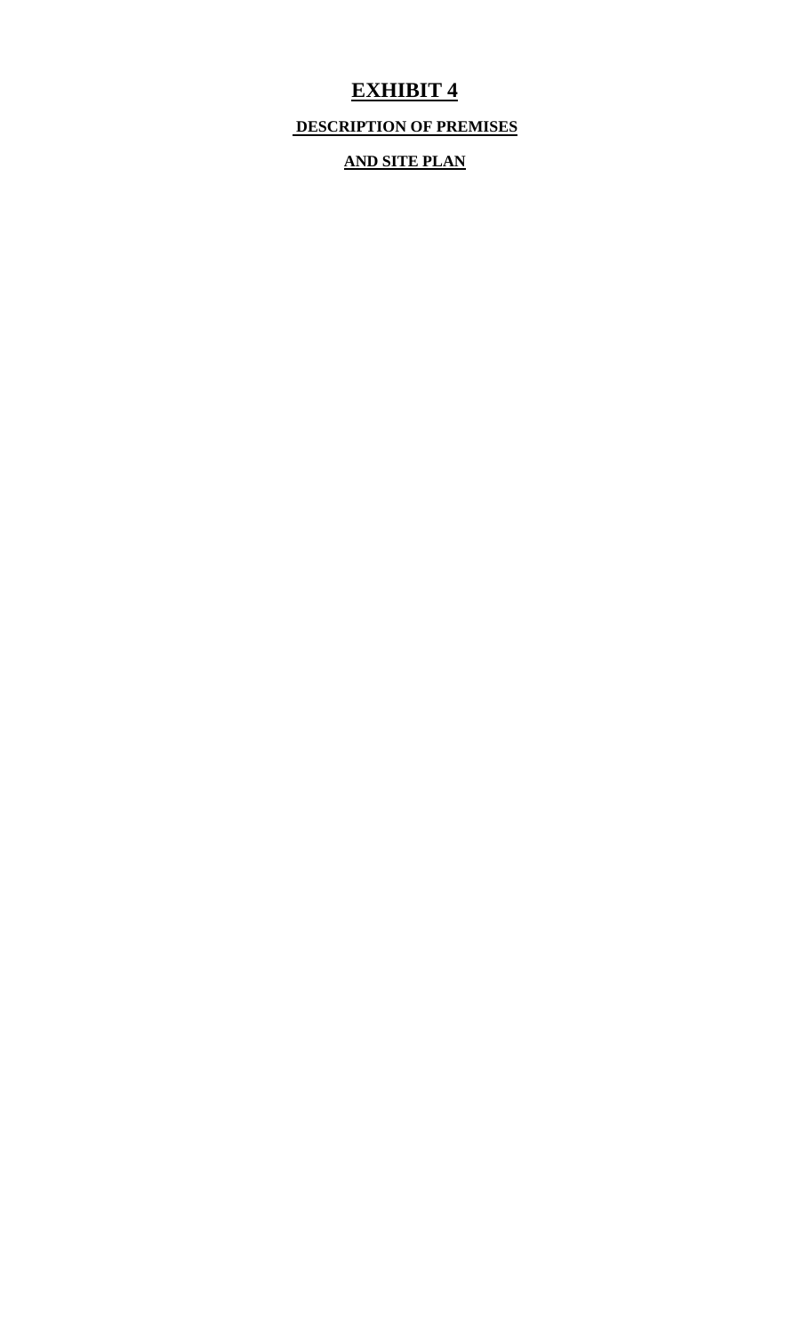# EXHIBIT 4

**DESCRIPTION OF PREMISES**

**AND SITE PLAN**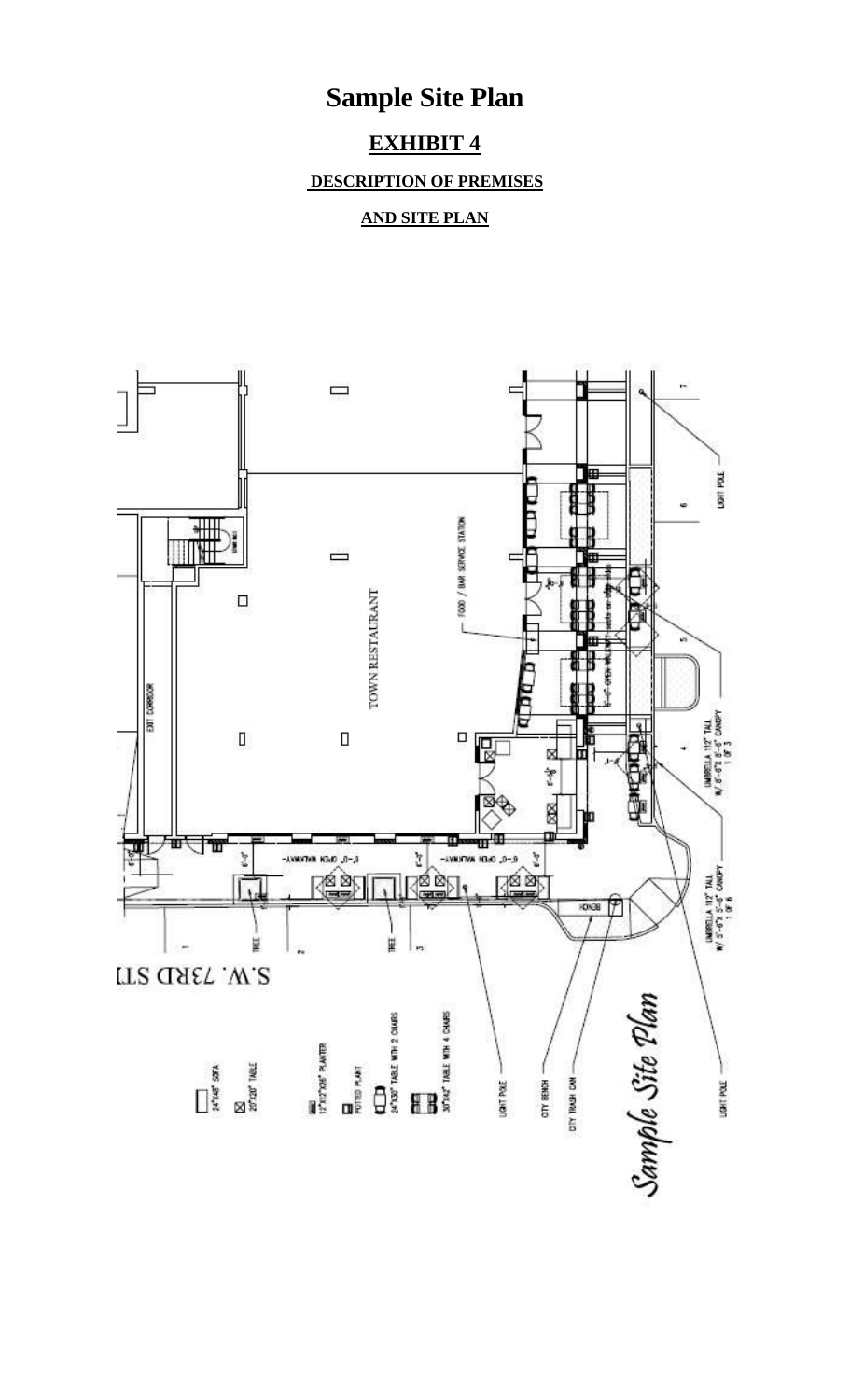# Sample Site Plan

## EXHIBIT 4

**DESCRIPTION OF PREMISES**

**AND SITE PLAN**

TOWN RESTAURANT

EXIT CORRIDOR

FOOD / BAR SERVICE STATION

6'-0" OPEN WALKWAY

S.W. 73RD ST

TREE

TREE

BENCH

LIGHT POLE

UMBRELLA 112" TALL W/ 8'-6"X 8'-6" CANOPY 1 OF 3

UMBRELLA 112" TALL W/ 5'-6"X 5'-6" CANOPY 1 OF 6

24"X48" SOFA

20"X20" TABLE

12"X12"X28" PLANTER

POTTED PLANT

24"X30" TABLE WITH 2 CHAIRS

30"X42" TABLE WITH 4 CHAIRS

LIGHT POLE

CITY BENCH

CITY TRASH CAN

LIGHT POLE

*Sample Site Plan*